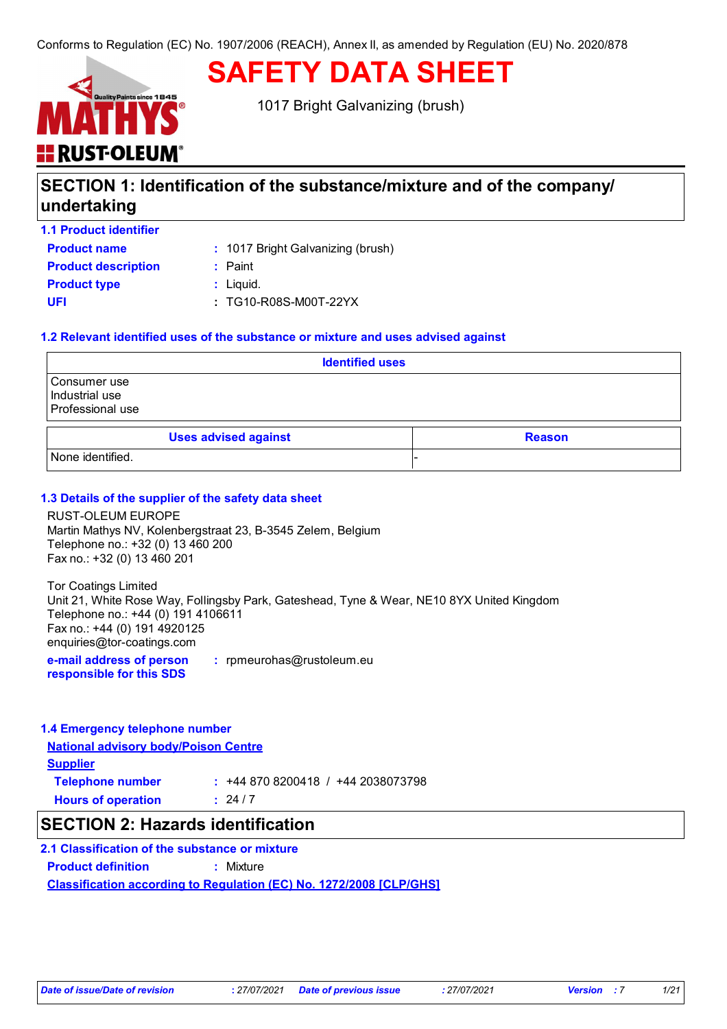Conforms to Regulation (EC) No. 1907/2006 (REACH), Annex II, as amended by Regulation (EU) No. 2020/878

# SAFETY DATA SHEET

1017 Bright Galvanizing (brush)

## SECTION 1: Identification of the substance/mixture and of the company/ undertaking

### 1.1 Product identifier

**Product name** : 1017 Bright Galvanizing (brush)

**Product description** : Paint

**Product type** : Liquid.

**UFI** : TG10-R08S-M00T-22YX

### 1.2 Relevant identified uses of the substance or mixture and uses advised against

| Identified uses |
|---|
| Consumer use<br>Industrial use<br>Professional use |

| Uses advised against | Reason |
|---|---|
| None identified. | - |

### 1.3 Details of the supplier of the safety data sheet

RUST-OLEUM EUROPE
Martin Mathys NV, Kolenbergstraat 23, B-3545 Zelem, Belgium
Telephone no.: +32 (0) 13 460 200
Fax no.: +32 (0) 13 460 201

Tor Coatings Limited
Unit 21, White Rose Way, Follingsby Park, Gateshead, Tyne & Wear, NE10 8YX United Kingdom
Telephone no.: +44 (0) 191 4106611
Fax no.: +44 (0) 191 4920125
enquiries@tor-coatings.com

**e-mail address of person responsible for this SDS** : rpmeurohas@rustoleum.eu

### 1.4 Emergency telephone number

**National advisory body/Poison Centre**

**Supplier**

**Telephone number** : +44 870 8200418 / +44 2038073798

**Hours of operation** : 24 / 7

## SECTION 2: Hazards identification

### 2.1 Classification of the substance or mixture

**Product definition** : Mixture

**Classification according to Regulation (EC) No. 1272/2008 [CLP/GHS]**

| Date of issue/Date of revision | : 27/07/2021 | Date of previous issue | : 27/07/2021 | Version | : 7 |
|---|---|---|---|---|---|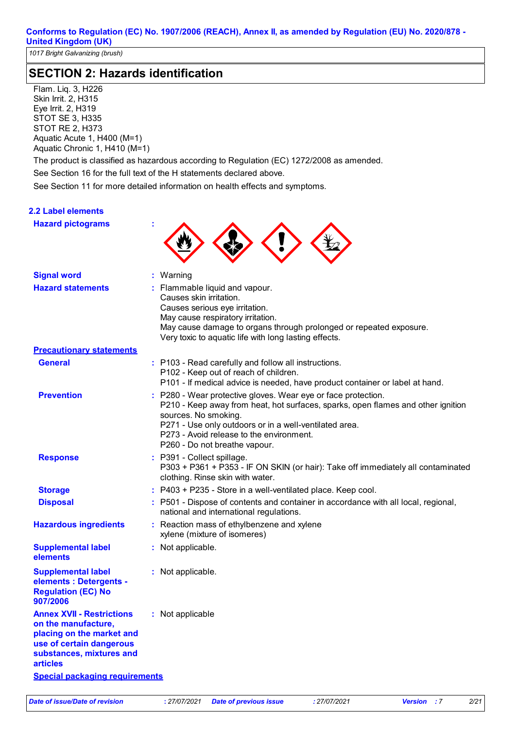1017 Bright Galvanizing (brush)

## SECTION 2: Hazards identification

Flam. Liq. 3, H226
Skin Irrit. 2, H315
Eye Irrit. 2, H319
STOT SE 3, H335
STOT RE 2, H373
Aquatic Acute 1, H400 (M=1)
Aquatic Chronic 1, H410 (M=1)

The product is classified as hazardous according to Regulation (EC) 1272/2008 as amended.

See Section 16 for the full text of the H statements declared above.

See Section 11 for more detailed information on health effects and symptoms.

### 2.2 Label elements

**Hazard pictograms** :

**Signal word** : Warning

**Hazard statements** : Flammable liquid and vapour.
Causes skin irritation.
Causes serious eye irritation.
May cause respiratory irritation.
May cause damage to organs through prolonged or repeated exposure.
Very toxic to aquatic life with long lasting effects.

**Precautionary statements**

**General** : P103 - Read carefully and follow all instructions.
P102 - Keep out of reach of children.
P101 - If medical advice is needed, have product container or label at hand.

**Prevention** : P280 - Wear protective gloves. Wear eye or face protection.
P210 - Keep away from heat, hot surfaces, sparks, open flames and other ignition sources. No smoking.
P271 - Use only outdoors or in a well-ventilated area.
P273 - Avoid release to the environment.
P260 - Do not breathe vapour.

**Response** : P391 - Collect spillage.
P303 + P361 + P353 - IF ON SKIN (or hair): Take off immediately all contaminated clothing. Rinse skin with water.

**Storage** : P403 + P235 - Store in a well-ventilated place. Keep cool.

**Disposal** : P501 - Dispose of contents and container in accordance with all local, regional, national and international regulations.

**Hazardous ingredients** : Reaction mass of ethylbenzene and xylene
xylene (mixture of isomeres)

**Supplemental label elements** : Not applicable.

**Supplemental label elements : Detergents - Regulation (EC) No 907/2006** : Not applicable.

**Annex XVII - Restrictions on the manufacture, placing on the market and use of certain dangerous substances, mixtures and articles** : Not applicable

**Special packaging requirements**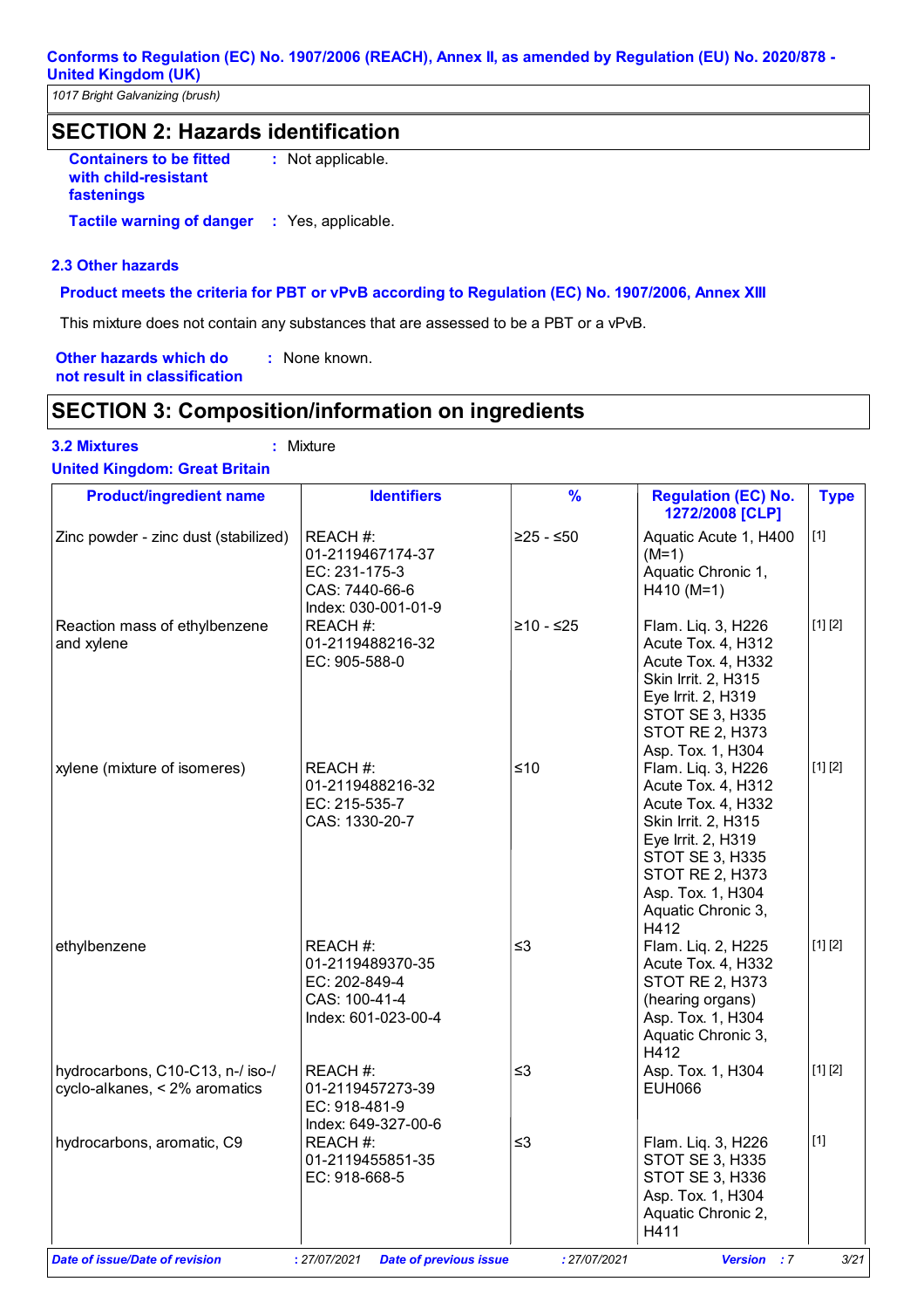## SECTION 2: Hazards identification

**Containers to be fitted with child-resistant fastenings** : Not applicable.

**Tactile warning of danger** : Yes, applicable.

### 2.3 Other hazards

**Product meets the criteria for PBT or vPvB according to Regulation (EC) No. 1907/2006, Annex XIII**

This mixture does not contain any substances that are assessed to be a PBT or a vPvB.

**Other hazards which do not result in classification** : None known.

## SECTION 3: Composition/information on ingredients

**3.2 Mixtures** : Mixture

**United Kingdom: Great Britain**

| Product/ingredient name | Identifiers | % | Regulation (EC) No. 1272/2008 [CLP] | Type |
|---|---|---|---|---|
| Zinc powder - zinc dust (stabilized) | REACH #: 01-2119467174-37<br>EC: 231-175-3<br>CAS: 7440-66-6<br>Index: 030-001-01-9 | ≥25 - ≤50 | Aquatic Acute 1, H400 (M=1)<br>Aquatic Chronic 1, H410 (M=1) | [1] |
| Reaction mass of ethylbenzene and xylene | REACH #: 01-2119488216-32<br>EC: 905-588-0 | ≥10 - ≤25 | Flam. Liq. 3, H226<br>Acute Tox. 4, H312<br>Acute Tox. 4, H332<br>Skin Irrit. 2, H315<br>Eye Irrit. 2, H319<br>STOT SE 3, H335<br>STOT RE 2, H373<br>Asp. Tox. 1, H304 | [1] [2] |
| xylene (mixture of isomeres) | REACH #: 01-2119488216-32<br>EC: 215-535-7<br>CAS: 1330-20-7 | ≤10 | Flam. Liq. 3, H226<br>Acute Tox. 4, H312<br>Acute Tox. 4, H332<br>Skin Irrit. 2, H315<br>Eye Irrit. 2, H319<br>STOT SE 3, H335<br>STOT RE 2, H373<br>Asp. Tox. 1, H304<br>Aquatic Chronic 3, H412 | [1] [2] |
| ethylbenzene | REACH #: 01-2119489370-35<br>EC: 202-849-4<br>CAS: 100-41-4<br>Index: 601-023-00-4 | ≤3 | Flam. Liq. 2, H225<br>Acute Tox. 4, H332<br>STOT RE 2, H373 (hearing organs)<br>Asp. Tox. 1, H304<br>Aquatic Chronic 3, H412 | [1] [2] |
| hydrocarbons, C10-C13, n-/ iso-/ cyclo-alkanes, < 2% aromatics | REACH #: 01-2119457273-39<br>EC: 918-481-9<br>Index: 649-327-00-6 | ≤3 | Asp. Tox. 1, H304<br>EUH066 | [1] [2] |
| hydrocarbons, aromatic, C9 | REACH #: 01-2119455851-35<br>EC: 918-668-5 | ≤3 | Flam. Liq. 3, H226<br>STOT SE 3, H335<br>STOT SE 3, H336<br>Asp. Tox. 1, H304<br>Aquatic Chronic 2, H411 | [1] |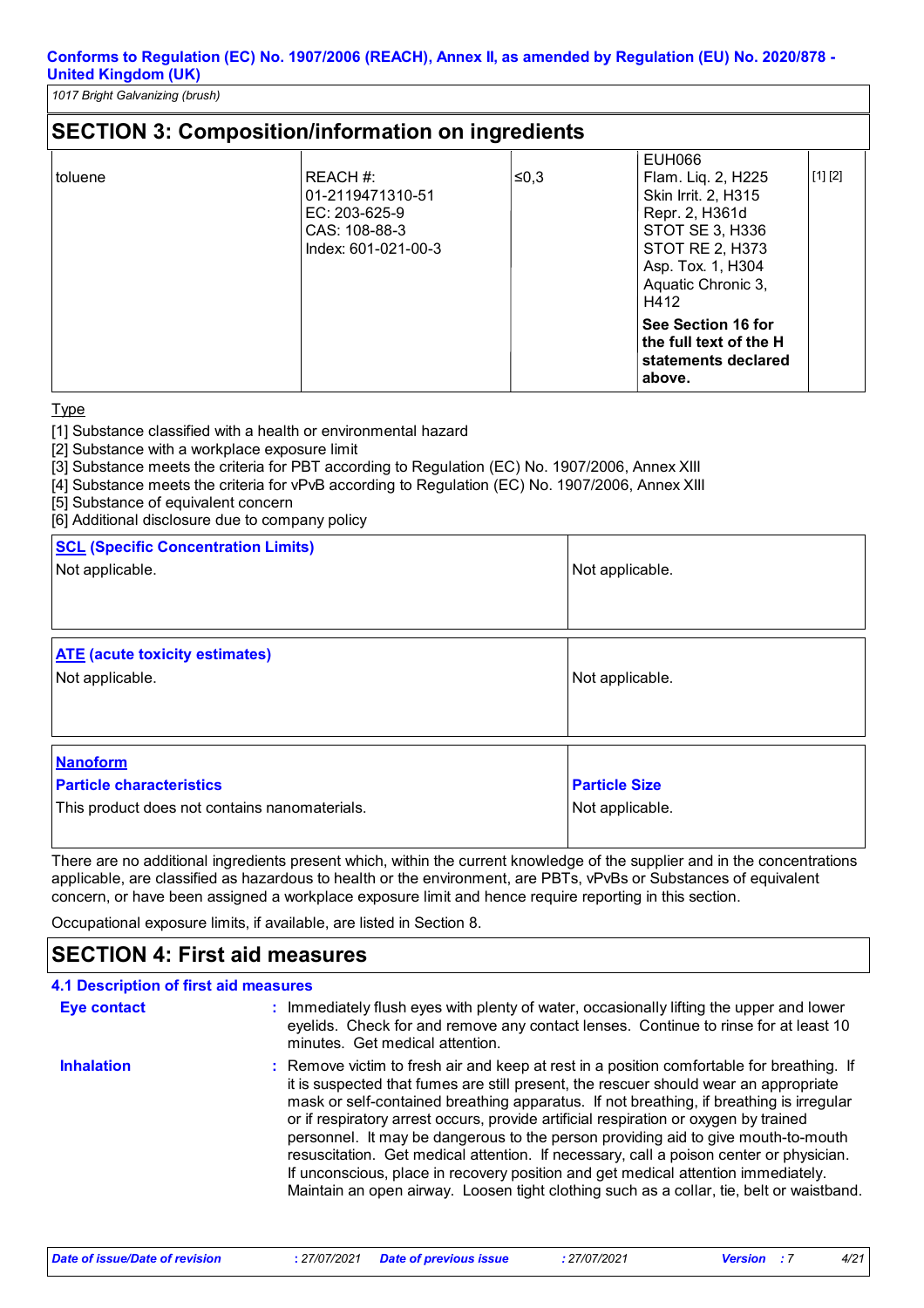## SECTION 3: Composition/information on ingredients

| | | | | |
|---|---|---|---|---|
| toluene | REACH #: 01-2119471310-51<br>EC: 203-625-9<br>CAS: 108-88-3<br>Index: 601-021-00-3 | ≤0,3 | EUH066<br>Flam. Liq. 2, H225<br>Skin Irrit. 2, H315<br>Repr. 2, H361d<br>STOT SE 3, H336<br>STOT RE 2, H373<br>Asp. Tox. 1, H304<br>Aquatic Chronic 3, H412<br>**See Section 16 for the full text of the H statements declared above.** | [1] [2] |

Type

[1] Substance classified with a health or environmental hazard
[2] Substance with a workplace exposure limit
[3] Substance meets the criteria for PBT according to Regulation (EC) No. 1907/2006, Annex XIII
[4] Substance meets the criteria for vPvB according to Regulation (EC) No. 1907/2006, Annex XIII
[5] Substance of equivalent concern
[6] Additional disclosure due to company policy

| **SCL (Specific Concentration Limits)** | |
|---|---|
| Not applicable. | Not applicable. |

| **ATE (acute toxicity estimates)** | |
|---|---|
| Not applicable. | Not applicable. |

| **Nanoform**<br>**Particle characteristics** | **Particle Size** |
|---|---|
| This product does not contains nanomaterials. | Not applicable. |

There are no additional ingredients present which, within the current knowledge of the supplier and in the concentrations applicable, are classified as hazardous to health or the environment, are PBTs, vPvBs or Substances of equivalent concern, or have been assigned a workplace exposure limit and hence require reporting in this section.

Occupational exposure limits, if available, are listed in Section 8.

## SECTION 4: First aid measures

### 4.1 Description of first aid measures

**Eye contact** : Immediately flush eyes with plenty of water, occasionally lifting the upper and lower eyelids. Check for and remove any contact lenses. Continue to rinse for at least 10 minutes. Get medical attention.

**Inhalation** : Remove victim to fresh air and keep at rest in a position comfortable for breathing. If it is suspected that fumes are still present, the rescuer should wear an appropriate mask or self-contained breathing apparatus. If not breathing, if breathing is irregular or if respiratory arrest occurs, provide artificial respiration or oxygen by trained personnel. It may be dangerous to the person providing aid to give mouth-to-mouth resuscitation. Get medical attention. If necessary, call a poison center or physician. If unconscious, place in recovery position and get medical attention immediately. Maintain an open airway. Loosen tight clothing such as a collar, tie, belt or waistband.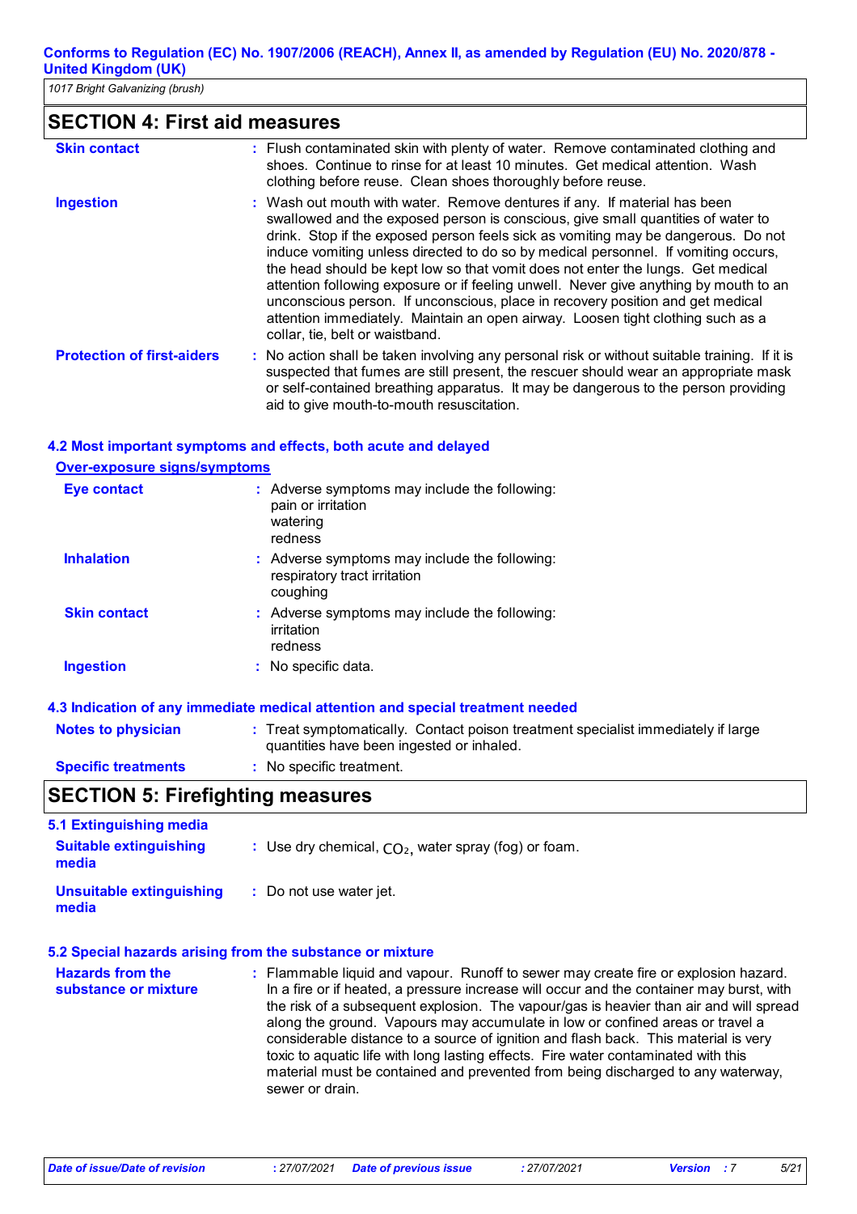## SECTION 4: First aid measures

**Skin contact** : Flush contaminated skin with plenty of water. Remove contaminated clothing and shoes. Continue to rinse for at least 10 minutes. Get medical attention. Wash clothing before reuse. Clean shoes thoroughly before reuse.

**Ingestion** : Wash out mouth with water. Remove dentures if any. If material has been swallowed and the exposed person is conscious, give small quantities of water to drink. Stop if the exposed person feels sick as vomiting may be dangerous. Do not induce vomiting unless directed to do so by medical personnel. If vomiting occurs, the head should be kept low so that vomit does not enter the lungs. Get medical attention following exposure or if feeling unwell. Never give anything by mouth to an unconscious person. If unconscious, place in recovery position and get medical attention immediately. Maintain an open airway. Loosen tight clothing such as a collar, tie, belt or waistband.

**Protection of first-aiders** : No action shall be taken involving any personal risk or without suitable training. If it is suspected that fumes are still present, the rescuer should wear an appropriate mask or self-contained breathing apparatus. It may be dangerous to the person providing aid to give mouth-to-mouth resuscitation.

### 4.2 Most important symptoms and effects, both acute and delayed

**Over-exposure signs/symptoms**

**Eye contact** : Adverse symptoms may include the following:
pain or irritation
watering
redness

**Inhalation** : Adverse symptoms may include the following:
respiratory tract irritation
coughing

**Skin contact** : Adverse symptoms may include the following:
irritation
redness

**Ingestion** : No specific data.

### 4.3 Indication of any immediate medical attention and special treatment needed

**Notes to physician** : Treat symptomatically. Contact poison treatment specialist immediately if large quantities have been ingested or inhaled.

**Specific treatments** : No specific treatment.

## SECTION 5: Firefighting measures

### 5.1 Extinguishing media

**Suitable extinguishing media** : Use dry chemical, $CO_2$, water spray (fog) or foam.

**Unsuitable extinguishing media** : Do not use water jet.

### 5.2 Special hazards arising from the substance or mixture

**Hazards from the substance or mixture** : Flammable liquid and vapour. Runoff to sewer may create fire or explosion hazard. In a fire or if heated, a pressure increase will occur and the container may burst, with the risk of a subsequent explosion. The vapour/gas is heavier than air and will spread along the ground. Vapours may accumulate in low or confined areas or travel a considerable distance to a source of ignition and flash back. This material is very toxic to aquatic life with long lasting effects. Fire water contaminated with this material must be contained and prevented from being discharged to any waterway, sewer or drain.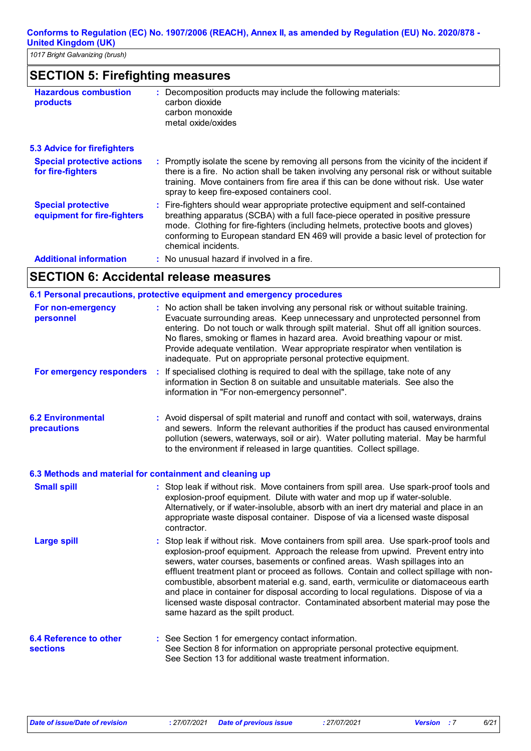## SECTION 5: Firefighting measures

**Hazardous combustion products** : Decomposition products may include the following materials:
carbon dioxide
carbon monoxide
metal oxide/oxides

### 5.3 Advice for firefighters

**Special protective actions for fire-fighters** : Promptly isolate the scene by removing all persons from the vicinity of the incident if there is a fire. No action shall be taken involving any personal risk or without suitable training. Move containers from fire area if this can be done without risk. Use water spray to keep fire-exposed containers cool.

**Special protective equipment for fire-fighters** : Fire-fighters should wear appropriate protective equipment and self-contained breathing apparatus (SCBA) with a full face-piece operated in positive pressure mode. Clothing for fire-fighters (including helmets, protective boots and gloves) conforming to European standard EN 469 will provide a basic level of protection for chemical incidents.

**Additional information** : No unusual hazard if involved in a fire.

## SECTION 6: Accidental release measures

### 6.1 Personal precautions, protective equipment and emergency procedures

**For non-emergency personnel** : No action shall be taken involving any personal risk or without suitable training. Evacuate surrounding areas. Keep unnecessary and unprotected personnel from entering. Do not touch or walk through spilt material. Shut off all ignition sources. No flares, smoking or flames in hazard area. Avoid breathing vapour or mist. Provide adequate ventilation. Wear appropriate respirator when ventilation is inadequate. Put on appropriate personal protective equipment.

**For emergency responders** : If specialised clothing is required to deal with the spillage, take note of any information in Section 8 on suitable and unsuitable materials. See also the information in "For non-emergency personnel".

**6.2 Environmental precautions** : Avoid dispersal of spilt material and runoff and contact with soil, waterways, drains and sewers. Inform the relevant authorities if the product has caused environmental pollution (sewers, waterways, soil or air). Water polluting material. May be harmful to the environment if released in large quantities. Collect spillage.

### 6.3 Methods and material for containment and cleaning up

**Small spill** : Stop leak if without risk. Move containers from spill area. Use spark-proof tools and explosion-proof equipment. Dilute with water and mop up if water-soluble. Alternatively, or if water-insoluble, absorb with an inert dry material and place in an appropriate waste disposal container. Dispose of via a licensed waste disposal contractor.

**Large spill** : Stop leak if without risk. Move containers from spill area. Use spark-proof tools and explosion-proof equipment. Approach the release from upwind. Prevent entry into sewers, water courses, basements or confined areas. Wash spillages into an effluent treatment plant or proceed as follows. Contain and collect spillage with non-combustible, absorbent material e.g. sand, earth, vermiculite or diatomaceous earth and place in container for disposal according to local regulations. Dispose of via a licensed waste disposal contractor. Contaminated absorbent material may pose the same hazard as the spilt product.

**6.4 Reference to other sections** : See Section 1 for emergency contact information.
See Section 8 for information on appropriate personal protective equipment.
See Section 13 for additional waste treatment information.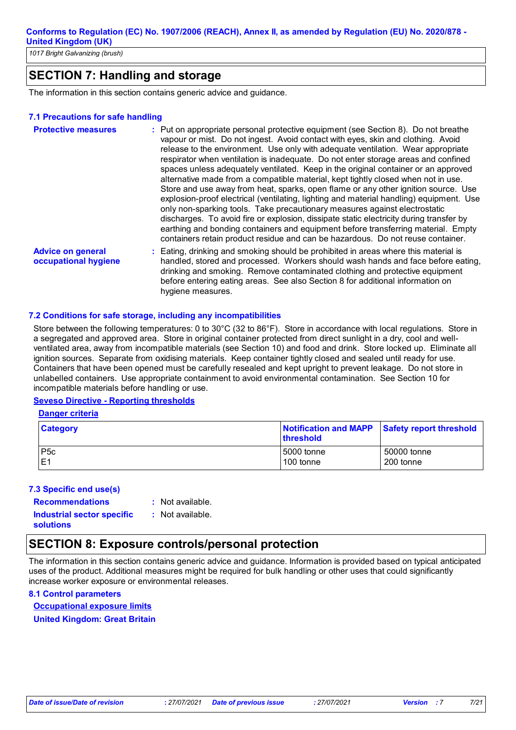## SECTION 7: Handling and storage

The information in this section contains generic advice and guidance.

### 7.1 Precautions for safe handling

**Protective measures** : Put on appropriate personal protective equipment (see Section 8). Do not breathe vapour or mist. Do not ingest. Avoid contact with eyes, skin and clothing. Avoid release to the environment. Use only with adequate ventilation. Wear appropriate respirator when ventilation is inadequate. Do not enter storage areas and confined spaces unless adequately ventilated. Keep in the original container or an approved alternative made from a compatible material, kept tightly closed when not in use. Store and use away from heat, sparks, open flame or any other ignition source. Use explosion-proof electrical (ventilating, lighting and material handling) equipment. Use only non-sparking tools. Take precautionary measures against electrostatic discharges. To avoid fire or explosion, dissipate static electricity during transfer by earthing and bonding containers and equipment before transferring material. Empty containers retain product residue and can be hazardous. Do not reuse container.

**Advice on general occupational hygiene** : Eating, drinking and smoking should be prohibited in areas where this material is handled, stored and processed. Workers should wash hands and face before eating, drinking and smoking. Remove contaminated clothing and protective equipment before entering eating areas. See also Section 8 for additional information on hygiene measures.

### 7.2 Conditions for safe storage, including any incompatibilities

Store between the following temperatures: 0 to 30°C (32 to 86°F). Store in accordance with local regulations. Store in a segregated and approved area. Store in original container protected from direct sunlight in a dry, cool and well-ventilated area, away from incompatible materials (see Section 10) and food and drink. Store locked up. Eliminate all ignition sources. Separate from oxidising materials. Keep container tightly closed and sealed until ready for use. Containers that have been opened must be carefully resealed and kept upright to prevent leakage. Do not store in unlabelled containers. Use appropriate containment to avoid environmental contamination. See Section 10 for incompatible materials before handling or use.

**Seveso Directive - Reporting thresholds**

**Danger criteria**

| Category | Notification and MAPP threshold | Safety report threshold |
|---|---|---|
| P5c | 5000 tonne | 50000 tonne |
| E1 | 100 tonne | 200 tonne |

### 7.3 Specific end use(s)

**Recommendations** : Not available.

**Industrial sector specific solutions** : Not available.

## SECTION 8: Exposure controls/personal protection

The information in this section contains generic advice and guidance. Information is provided based on typical anticipated uses of the product. Additional measures might be required for bulk handling or other uses that could significantly increase worker exposure or environmental releases.

### 8.1 Control parameters

**Occupational exposure limits**

**United Kingdom: Great Britain**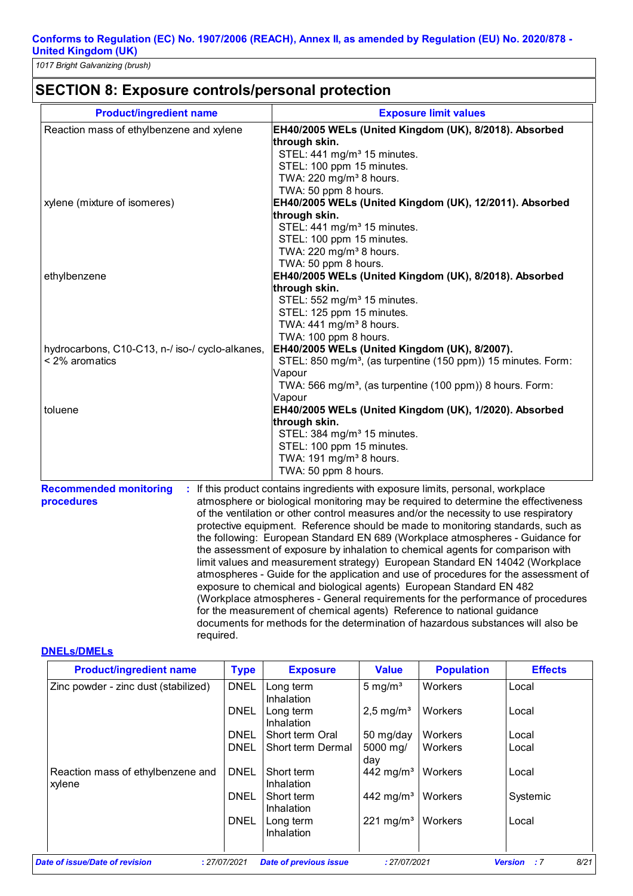## SECTION 8: Exposure controls/personal protection

| Product/ingredient name | Exposure limit values |
| --- | --- |
| Reaction mass of ethylbenzene and xylene | **EH40/2005 WELs (United Kingdom (UK), 8/2018). Absorbed through skin.**<br>STEL: 441 mg/m³ 15 minutes.<br>STEL: 100 ppm 15 minutes.<br>TWA: 220 mg/m³ 8 hours.<br>TWA: 50 ppm 8 hours. |
| xylene (mixture of isomeres) | **EH40/2005 WELs (United Kingdom (UK), 12/2011). Absorbed through skin.**<br>STEL: 441 mg/m³ 15 minutes.<br>STEL: 100 ppm 15 minutes.<br>TWA: 220 mg/m³ 8 hours.<br>TWA: 50 ppm 8 hours. |
| ethylbenzene | **EH40/2005 WELs (United Kingdom (UK), 8/2018). Absorbed through skin.**<br>STEL: 552 mg/m³ 15 minutes.<br>STEL: 125 ppm 15 minutes.<br>TWA: 441 mg/m³ 8 hours.<br>TWA: 100 ppm 8 hours. |
| hydrocarbons, C10-C13, n-/ iso-/ cyclo-alkanes, < 2% aromatics | **EH40/2005 WELs (United Kingdom (UK), 8/2007).**<br>STEL: 850 mg/m³, (as turpentine (150 ppm)) 15 minutes. Form: Vapour<br>TWA: 566 mg/m³, (as turpentine (100 ppm)) 8 hours. Form: Vapour |
| toluene | **EH40/2005 WELs (United Kingdom (UK), 1/2020). Absorbed through skin.**<br>STEL: 384 mg/m³ 15 minutes.<br>STEL: 100 ppm 15 minutes.<br>TWA: 191 mg/m³ 8 hours.<br>TWA: 50 ppm 8 hours. |

**Recommended monitoring procedures** : If this product contains ingredients with exposure limits, personal, workplace atmosphere or biological monitoring may be required to determine the effectiveness of the ventilation or other control measures and/or the necessity to use respiratory protective equipment. Reference should be made to monitoring standards, such as the following: European Standard EN 689 (Workplace atmospheres - Guidance for the assessment of exposure by inhalation to chemical agents for comparison with limit values and measurement strategy) European Standard EN 14042 (Workplace atmospheres - Guide for the application and use of procedures for the assessment of exposure to chemical and biological agents) European Standard EN 482 (Workplace atmospheres - General requirements for the performance of procedures for the measurement of chemical agents) Reference to national guidance documents for methods for the determination of hazardous substances will also be required.

### DNELs/DMELs

| Product/ingredient name | Type | Exposure | Value | Population | Effects |
| --- | --- | --- | --- | --- | --- |
| Zinc powder - zinc dust (stabilized) | DNEL | Long term Inhalation | 5 mg/m³ | Workers | Local |
| | DNEL | Long term Inhalation | 2,5 mg/m³ | Workers | Local |
| | DNEL | Short term Oral | 50 mg/day | Workers | Local |
| | DNEL | Short term Dermal | 5000 mg/day | Workers | Local |
| Reaction mass of ethylbenzene and xylene | DNEL | Short term Inhalation | 442 mg/m³ | Workers | Local |
| | DNEL | Short term Inhalation | 442 mg/m³ | Workers | Systemic |
| | DNEL | Long term Inhalation | 221 mg/m³ | Workers | Local |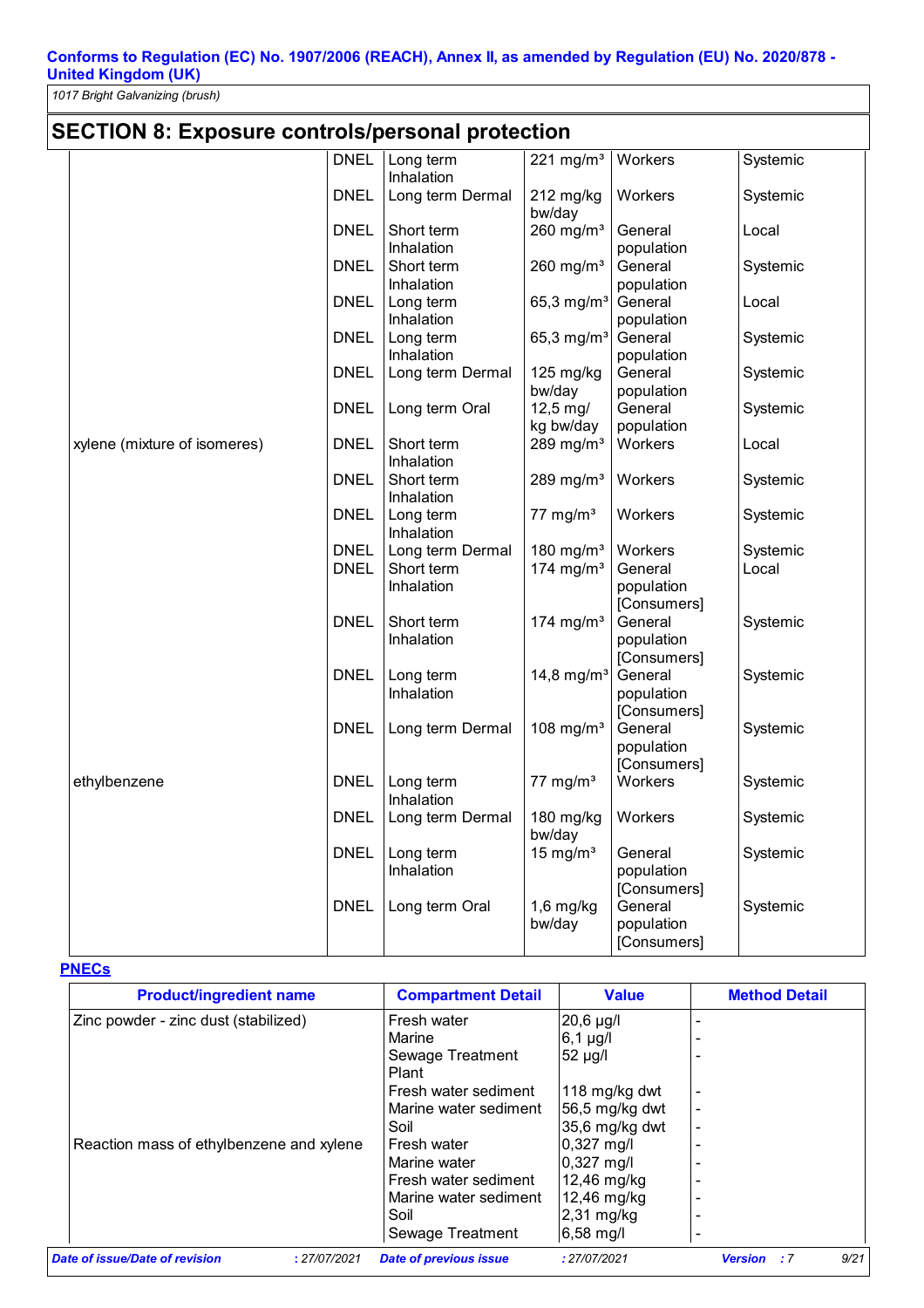## SECTION 8: Exposure controls/personal protection

| | | | | | |
|---|---|---|---|---|---|
| | DNEL | Long term Inhalation | 221 mg/m³ | Workers | Systemic |
| | DNEL | Long term Dermal | 212 mg/kg bw/day | Workers | Systemic |
| | DNEL | Short term Inhalation | 260 mg/m³ | General population | Local |
| | DNEL | Short term Inhalation | 260 mg/m³ | General population | Systemic |
| | DNEL | Long term Inhalation | 65,3 mg/m³ | General population | Local |
| | DNEL | Long term Inhalation | 65,3 mg/m³ | General population | Systemic |
| | DNEL | Long term Dermal | 125 mg/kg bw/day | General population | Systemic |
| | DNEL | Long term Oral | 12,5 mg/kg bw/day | General population | Systemic |
| xylene (mixture of isomeres) | DNEL | Short term Inhalation | 289 mg/m³ | Workers | Local |
| | DNEL | Short term Inhalation | 289 mg/m³ | Workers | Systemic |
| | DNEL | Long term Inhalation | 77 mg/m³ | Workers | Systemic |
| | DNEL | Long term Dermal | 180 mg/m³ | Workers | Systemic |
| | DNEL | Short term Inhalation | 174 mg/m³ | General population [Consumers] | Local |
| | DNEL | Short term Inhalation | 174 mg/m³ | General population [Consumers] | Systemic |
| | DNEL | Long term Inhalation | 14,8 mg/m³ | General population [Consumers] | Systemic |
| | DNEL | Long term Dermal | 108 mg/m³ | General population [Consumers] | Systemic |
| ethylbenzene | DNEL | Long term Inhalation | 77 mg/m³ | Workers | Systemic |
| | DNEL | Long term Dermal | 180 mg/kg bw/day | Workers | Systemic |
| | DNEL | Long term Inhalation | 15 mg/m³ | General population [Consumers] | Systemic |
| | DNEL | Long term Oral | 1,6 mg/kg bw/day | General population [Consumers] | Systemic |

**PNECs**

| Product/ingredient name | Compartment Detail | Value | Method Detail |
|---|---|---|---|
| Zinc powder - zinc dust (stabilized) | Fresh water | 20,6 µg/l | - |
| | Marine | 6,1 µg/l | - |
| | Sewage Treatment Plant | 52 µg/l | - |
| | Fresh water sediment | 118 mg/kg dwt | - |
| | Marine water sediment | 56,5 mg/kg dwt | - |
| | Soil | 35,6 mg/kg dwt | - |
| Reaction mass of ethylbenzene and xylene | Fresh water | 0,327 mg/l | - |
| | Marine water | 0,327 mg/l | - |
| | Fresh water sediment | 12,46 mg/kg | - |
| | Marine water sediment | 12,46 mg/kg | - |
| | Soil | 2,31 mg/kg | - |
| | Sewage Treatment | 6,58 mg/l | - |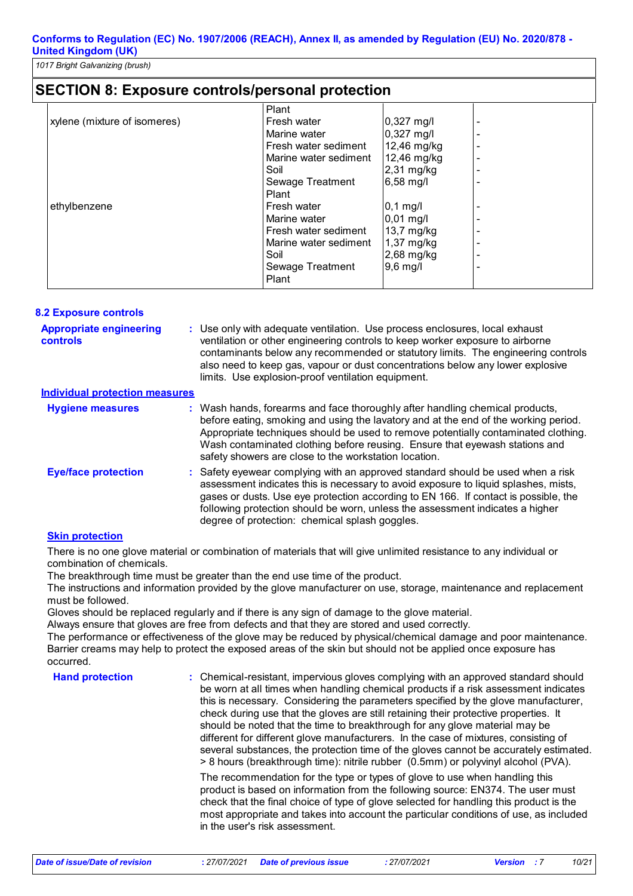## SECTION 8: Exposure controls/personal protection

| | | | |
|---|---|---|---|
| | Plant | | |
| xylene (mixture of isomeres) | Fresh water | 0,327 mg/l | - |
| | Marine water | 0,327 mg/l | - |
| | Fresh water sediment | 12,46 mg/kg | - |
| | Marine water sediment | 12,46 mg/kg | - |
| | Soil | 2,31 mg/kg | - |
| | Sewage Treatment Plant | 6,58 mg/l | - |
| ethylbenzene | Fresh water | 0,1 mg/l | - |
| | Marine water | 0,01 mg/l | - |
| | Fresh water sediment | 13,7 mg/kg | - |
| | Marine water sediment | 1,37 mg/kg | - |
| | Soil | 2,68 mg/kg | - |
| | Sewage Treatment Plant | 9,6 mg/l | - |

### 8.2 Exposure controls

**Appropriate engineering controls** : Use only with adequate ventilation. Use process enclosures, local exhaust ventilation or other engineering controls to keep worker exposure to airborne contaminants below any recommended or statutory limits. The engineering controls also need to keep gas, vapour or dust concentrations below any lower explosive limits. Use explosion-proof ventilation equipment.

**Individual protection measures**

**Hygiene measures** : Wash hands, forearms and face thoroughly after handling chemical products, before eating, smoking and using the lavatory and at the end of the working period. Appropriate techniques should be used to remove potentially contaminated clothing. Wash contaminated clothing before reusing. Ensure that eyewash stations and safety showers are close to the workstation location.

**Eye/face protection** : Safety eyewear complying with an approved standard should be used when a risk assessment indicates this is necessary to avoid exposure to liquid splashes, mists, gases or dusts. Use eye protection according to EN 166. If contact is possible, the following protection should be worn, unless the assessment indicates a higher degree of protection: chemical splash goggles.

**Skin protection**

There is no one glove material or combination of materials that will give unlimited resistance to any individual or combination of chemicals.
The breakthrough time must be greater than the end use time of the product.
The instructions and information provided by the glove manufacturer on use, storage, maintenance and replacement must be followed.
Gloves should be replaced regularly and if there is any sign of damage to the glove material.
Always ensure that gloves are free from defects and that they are stored and used correctly.
The performance or effectiveness of the glove may be reduced by physical/chemical damage and poor maintenance.
Barrier creams may help to protect the exposed areas of the skin but should not be applied once exposure has occurred.

**Hand protection** : Chemical-resistant, impervious gloves complying with an approved standard should be worn at all times when handling chemical products if a risk assessment indicates this is necessary. Considering the parameters specified by the glove manufacturer, check during use that the gloves are still retaining their protective properties. It should be noted that the time to breakthrough for any glove material may be different for different glove manufacturers. In the case of mixtures, consisting of several substances, the protection time of the gloves cannot be accurately estimated.
> 8 hours (breakthrough time): nitrile rubber (0.5mm) or polyvinyl alcohol (PVA).

The recommendation for the type or types of glove to use when handling this product is based on information from the following source: EN374. The user must check that the final choice of type of glove selected for handling this product is the most appropriate and takes into account the particular conditions of use, as included in the user's risk assessment.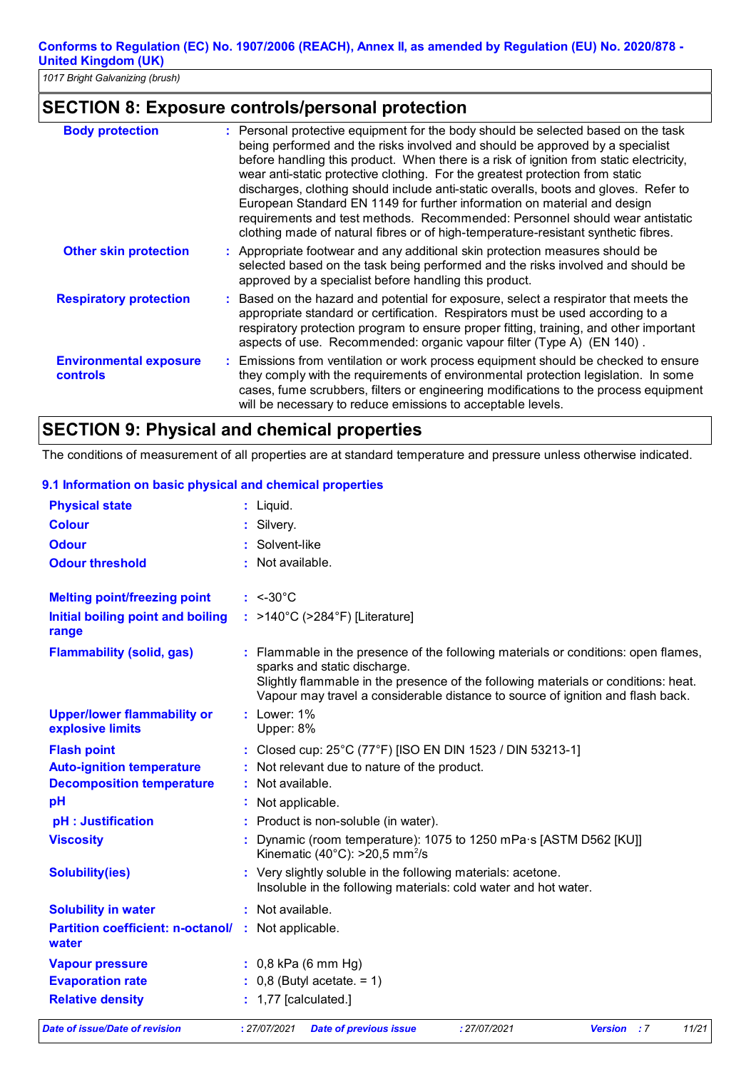## SECTION 8: Exposure controls/personal protection

| | |
|---|---|
| **Body protection** | : Personal protective equipment for the body should be selected based on the task being performed and the risks involved and should be approved by a specialist before handling this product. When there is a risk of ignition from static electricity, wear anti-static protective clothing. For the greatest protection from static discharges, clothing should include anti-static overalls, boots and gloves. Refer to European Standard EN 1149 for further information on material and design requirements and test methods. Recommended: Personnel should wear antistatic clothing made of natural fibres or of high-temperature-resistant synthetic fibres. |
| **Other skin protection** | : Appropriate footwear and any additional skin protection measures should be selected based on the task being performed and the risks involved and should be approved by a specialist before handling this product. |
| **Respiratory protection** | : Based on the hazard and potential for exposure, select a respirator that meets the appropriate standard or certification. Respirators must be used according to a respiratory protection program to ensure proper fitting, training, and other important aspects of use. Recommended: organic vapour filter (Type A) (EN 140) . |
| **Environmental exposure controls** | : Emissions from ventilation or work process equipment should be checked to ensure they comply with the requirements of environmental protection legislation. In some cases, fume scrubbers, filters or engineering modifications to the process equipment will be necessary to reduce emissions to acceptable levels. |

## SECTION 9: Physical and chemical properties

The conditions of measurement of all properties are at standard temperature and pressure unless otherwise indicated.

### 9.1 Information on basic physical and chemical properties

| | |
|---|---|
| **Physical state** | : Liquid. |
| **Colour** | : Silvery. |
| **Odour** | : Solvent-like |
| **Odour threshold** | : Not available. |
| **Melting point/freezing point** | : <-30°C |
| **Initial boiling point and boiling range** | : >140°C (>284°F) [Literature] |
| **Flammability (solid, gas)** | : Flammable in the presence of the following materials or conditions: open flames, sparks and static discharge. Slightly flammable in the presence of the following materials or conditions: heat. Vapour may travel a considerable distance to source of ignition and flash back. |
| **Upper/lower flammability or explosive limits** | : Lower: 1%<br>Upper: 8% |
| **Flash point** | : Closed cup: 25°C (77°F) [ISO EN DIN 1523 / DIN 53213-1] |
| **Auto-ignition temperature** | : Not relevant due to nature of the product. |
| **Decomposition temperature** | : Not available. |
| **pH** | : Not applicable. |
| **pH : Justification** | : Product is non-soluble (in water). |
| **Viscosity** | : Dynamic (room temperature): 1075 to 1250 mPa·s [ASTM D562 [KU]]<br>Kinematic (40°C): >20,5 $mm^2/s$ |
| **Solubility(ies)** | : Very slightly soluble in the following materials: acetone.<br>Insoluble in the following materials: cold water and hot water. |
| **Solubility in water** | : Not available. |
| **Partition coefficient: n-octanol/ water** | : Not applicable. |
| **Vapour pressure** | : 0,8 kPa (6 mm Hg) |
| **Evaporation rate** | : 0,8 (Butyl acetate. = 1) |
| **Relative density** | : 1,77 [calculated.] |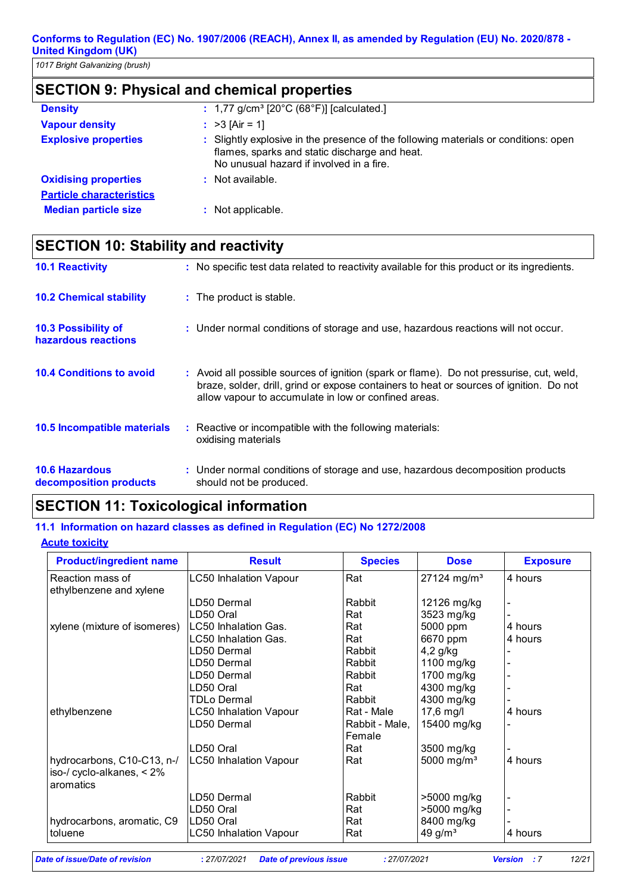**Conforms to Regulation (EC) No. 1907/2006 (REACH), Annex II, as amended by Regulation (EU) No. 2020/878 - United Kingdom (UK)**

*1017 Bright Galvanizing (brush)*

## SECTION 9: Physical and chemical properties

**Density** : 1,77 g/cm³ [20°C (68°F)] [calculated.]

**Vapour density** : >3 [Air = 1]

**Explosive properties** : Slightly explosive in the presence of the following materials or conditions: open flames, sparks and static discharge and heat.
No unusual hazard if involved in a fire.

**Oxidising properties** : Not available.

**Particle characteristics**

**Median particle size** : Not applicable.

## SECTION 10: Stability and reactivity

**10.1 Reactivity** : No specific test data related to reactivity available for this product or its ingredients.

**10.2 Chemical stability** : The product is stable.

**10.3 Possibility of hazardous reactions** : Under normal conditions of storage and use, hazardous reactions will not occur.

**10.4 Conditions to avoid** : Avoid all possible sources of ignition (spark or flame). Do not pressurise, cut, weld, braze, solder, drill, grind or expose containers to heat or sources of ignition. Do not allow vapour to accumulate in low or confined areas.

**10.5 Incompatible materials** : Reactive or incompatible with the following materials:
oxidising materials

**10.6 Hazardous decomposition products** : Under normal conditions of storage and use, hazardous decomposition products should not be produced.

## SECTION 11: Toxicological information

### 11.1 Information on hazard classes as defined in Regulation (EC) No 1272/2008

**Acute toxicity**

| Product/ingredient name | Result | Species | Dose | Exposure |
|---|---|---|---|---|
| Reaction mass of ethylbenzene and xylene | LC50 Inhalation Vapour | Rat | 27124 mg/m³ | 4 hours |
| | LD50 Dermal | Rabbit | 12126 mg/kg | - |
| | LD50 Oral | Rat | 3523 mg/kg | - |
| xylene (mixture of isomeres) | LC50 Inhalation Gas. | Rat | 5000 ppm | 4 hours |
| | LC50 Inhalation Gas. | Rat | 6670 ppm | 4 hours |
| | LD50 Dermal | Rabbit | 4,2 g/kg | - |
| | LD50 Dermal | Rabbit | 1100 mg/kg | - |
| | LD50 Dermal | Rabbit | 1700 mg/kg | - |
| | LD50 Oral | Rat | 4300 mg/kg | - |
| | TDLo Dermal | Rabbit | 4300 mg/kg | - |
| ethylbenzene | LC50 Inhalation Vapour | Rat - Male | 17,6 mg/l | 4 hours |
| | LD50 Dermal | Rabbit - Male, Female | 15400 mg/kg | - |
| | LD50 Oral | Rat | 3500 mg/kg | - |
| hydrocarbons, C10-C13, n-/ iso-/ cyclo-alkanes, < 2% aromatics | LC50 Inhalation Vapour | Rat | 5000 mg/m³ | 4 hours |
| | LD50 Dermal | Rabbit | >5000 mg/kg | - |
| | LD50 Oral | Rat | >5000 mg/kg | - |
| hydrocarbons, aromatic, C9 | LD50 Oral | Rat | 8400 mg/kg | - |
| toluene | LC50 Inhalation Vapour | Rat | 49 g/m³ | 4 hours |

*Date of issue/Date of revision* : 27/07/2021 *Date of previous issue* : 27/07/2021 *Version* : 7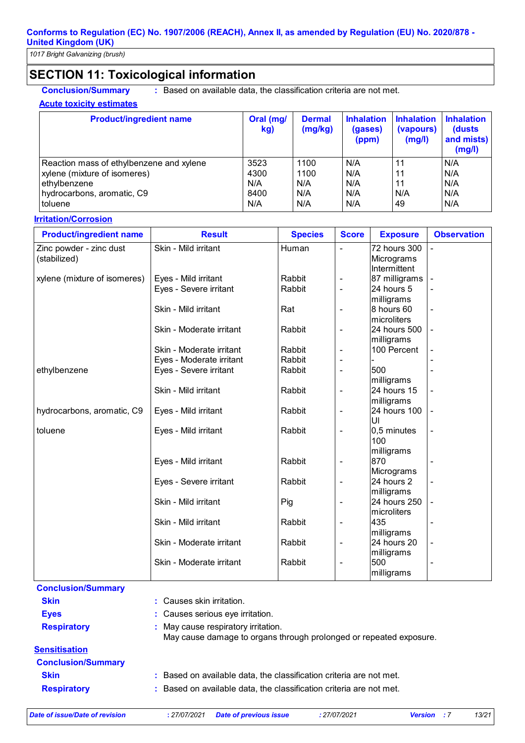## SECTION 11: Toxicological information

**Conclusion/Summary** : Based on available data, the classification criteria are not met.

**Acute toxicity estimates**

| Product/ingredient name | Oral (mg/kg) | Dermal (mg/kg) | Inhalation (gases) (ppm) | Inhalation (vapours) (mg/l) | Inhalation (dusts and mists) (mg/l) |
|---|---|---|---|---|---|
| Reaction mass of ethylbenzene and xylene | 3523 | 1100 | N/A | 11 | N/A |
| xylene (mixture of isomeres) | 4300 | 1100 | N/A | 11 | N/A |
| ethylbenzene | N/A | N/A | N/A | 11 | N/A |
| hydrocarbons, aromatic, C9 | 8400 | N/A | N/A | N/A | N/A |
| toluene | N/A | N/A | N/A | 49 | N/A |

**Irritation/Corrosion**

| Product/ingredient name | Result | Species | Score | Exposure | Observation |
|---|---|---|---|---|---|
| Zinc powder - zinc dust (stabilized) | Skin - Mild irritant | Human | - | 72 hours 300 Micrograms Intermittent | - |
| xylene (mixture of isomeres) | Eyes - Mild irritant | Rabbit | - | 87 milligrams | - |
| | Eyes - Severe irritant | Rabbit | - | 24 hours 5 milligrams | - |
| | Skin - Mild irritant | Rat | - | 8 hours 60 microliters | - |
| | Skin - Moderate irritant | Rabbit | - | 24 hours 500 milligrams | - |
| | Skin - Moderate irritant | Rabbit | - | 100 Percent | - |
| | Eyes - Moderate irritant | Rabbit | - | - | - |
| ethylbenzene | Eyes - Severe irritant | Rabbit | - | 500 milligrams | - |
| | Skin - Mild irritant | Rabbit | - | 24 hours 15 milligrams | - |
| hydrocarbons, aromatic, C9 | Eyes - Mild irritant | Rabbit | - | 24 hours 100 Ul | - |
| toluene | Eyes - Mild irritant | Rabbit | - | 0,5 minutes 100 milligrams | - |
| | Eyes - Mild irritant | Rabbit | - | 870 Micrograms | - |
| | Eyes - Severe irritant | Rabbit | - | 24 hours 2 milligrams | - |
| | Skin - Mild irritant | Pig | - | 24 hours 250 microliters | - |
| | Skin - Mild irritant | Rabbit | - | 435 milligrams | - |
| | Skin - Moderate irritant | Rabbit | - | 24 hours 20 milligrams | - |
| | Skin - Moderate irritant | Rabbit | - | 500 milligrams | - |

**Conclusion/Summary**

**Skin** : Causes skin irritation.

**Eyes** : Causes serious eye irritation.

**Respiratory** : May cause respiratory irritation.
May cause damage to organs through prolonged or repeated exposure.

**Sensitisation**

**Conclusion/Summary**

**Skin** : Based on available data, the classification criteria are not met.

**Respiratory** : Based on available data, the classification criteria are not met.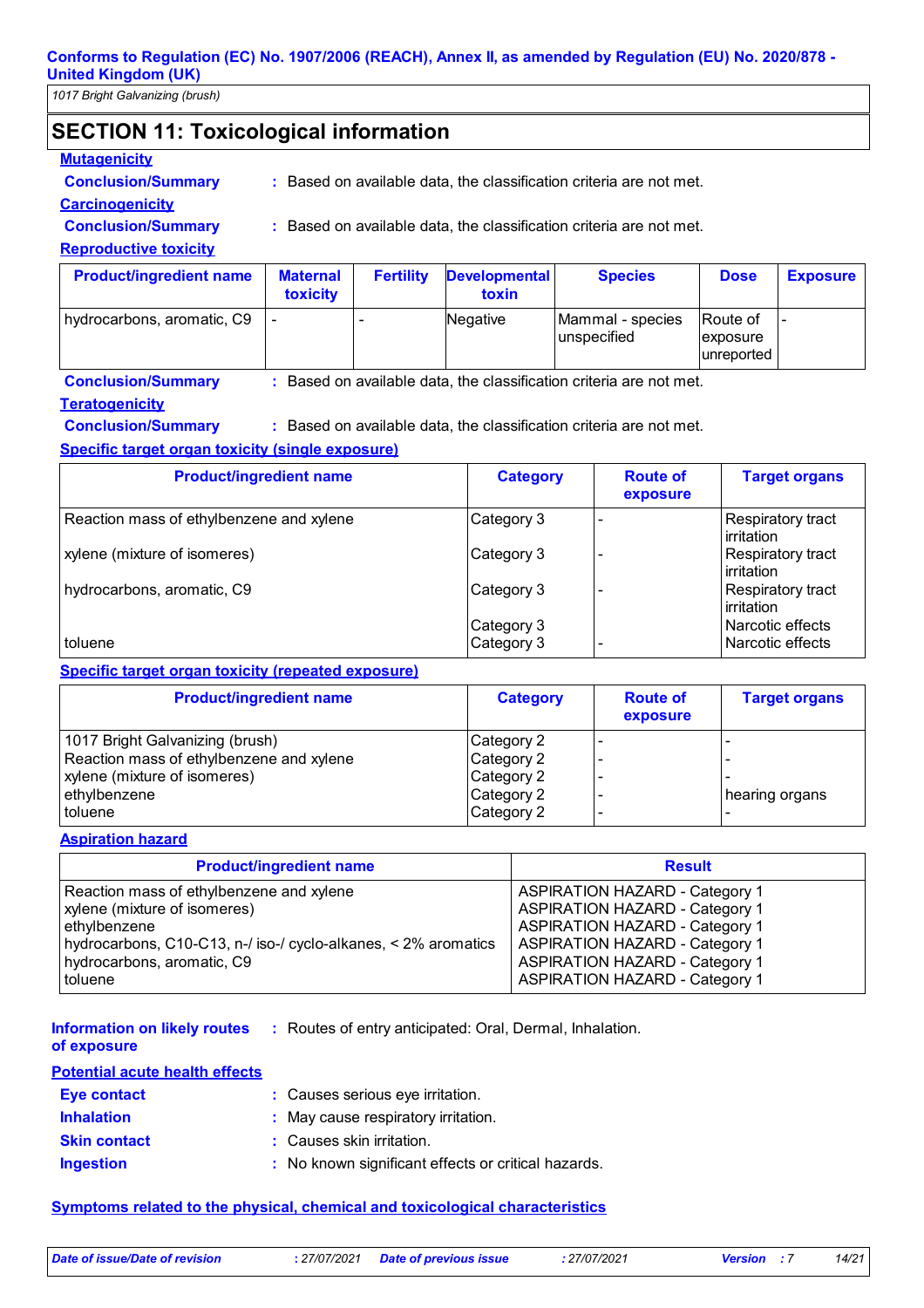## SECTION 11: Toxicological information

**Mutagenicity**

**Conclusion/Summary** : Based on available data, the classification criteria are not met.

**Carcinogenicity**

**Conclusion/Summary** : Based on available data, the classification criteria are not met.

**Reproductive toxicity**

| Product/ingredient name | Maternal toxicity | Fertility | Developmental toxin | Species | Dose | Exposure |
|---|---|---|---|---|---|---|
| hydrocarbons, aromatic, C9 | - | - | Negative | Mammal - species unspecified | Route of exposure unreported | - |

**Conclusion/Summary** : Based on available data, the classification criteria are not met.

**Teratogenicity**

**Conclusion/Summary** : Based on available data, the classification criteria are not met.

**Specific target organ toxicity (single exposure)**

| Product/ingredient name | Category | Route of exposure | Target organs |
|---|---|---|---|
| Reaction mass of ethylbenzene and xylene | Category 3 | - | Respiratory tract irritation |
| xylene (mixture of isomeres) | Category 3 | - | Respiratory tract irritation |
| hydrocarbons, aromatic, C9 | Category 3 | - | Respiratory tract irritation |
| | Category 3 | | Narcotic effects |
| toluene | Category 3 | - | Narcotic effects |

**Specific target organ toxicity (repeated exposure)**

| Product/ingredient name | Category | Route of exposure | Target organs |
|---|---|---|---|
| 1017 Bright Galvanizing (brush) | Category 2 | - | - |
| Reaction mass of ethylbenzene and xylene | Category 2 | - | - |
| xylene (mixture of isomeres) | Category 2 | - | - |
| ethylbenzene | Category 2 | - | hearing organs |
| toluene | Category 2 | - | - |

**Aspiration hazard**

| Product/ingredient name | Result |
|---|---|
| Reaction mass of ethylbenzene and xylene | ASPIRATION HAZARD - Category 1 |
| xylene (mixture of isomeres) | ASPIRATION HAZARD - Category 1 |
| ethylbenzene | ASPIRATION HAZARD - Category 1 |
| hydrocarbons, C10-C13, n-/ iso-/ cyclo-alkanes, < 2% aromatics | ASPIRATION HAZARD - Category 1 |
| hydrocarbons, aromatic, C9 | ASPIRATION HAZARD - Category 1 |
| toluene | ASPIRATION HAZARD - Category 1 |

**Information on likely routes of exposure** : Routes of entry anticipated: Oral, Dermal, Inhalation.

**Potential acute health effects**

**Eye contact** : Causes serious eye irritation.

**Inhalation** : May cause respiratory irritation.

**Skin contact** : Causes skin irritation.

**Ingestion** : No known significant effects or critical hazards.

**Symptoms related to the physical, chemical and toxicological characteristics**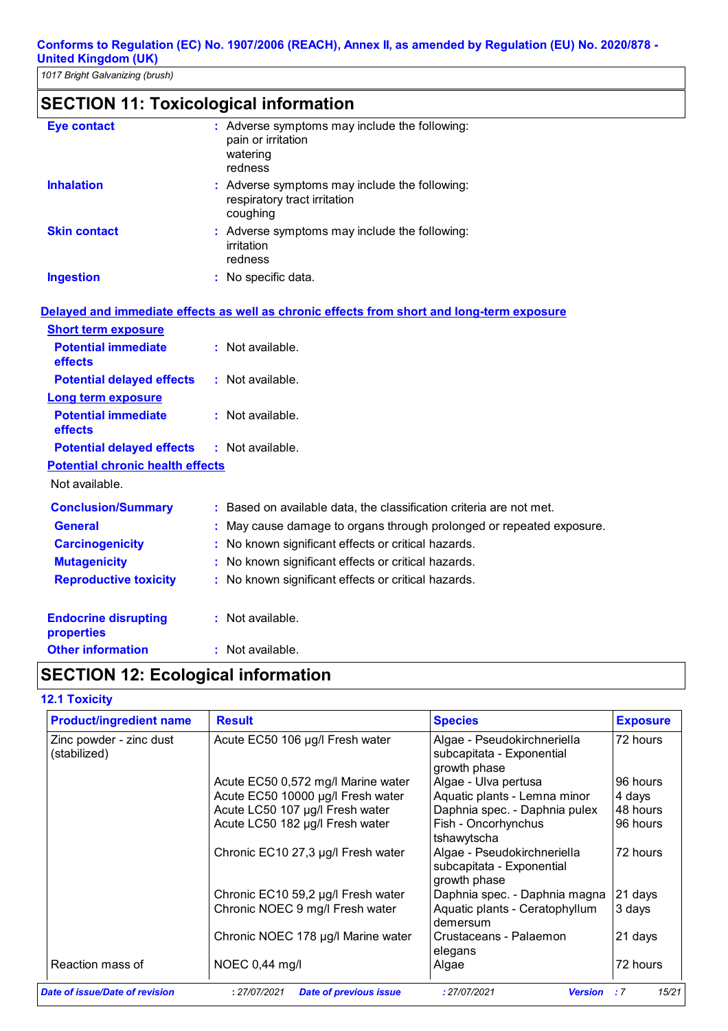## SECTION 11: Toxicological information

**Eye contact** : Adverse symptoms may include the following:
pain or irritation
watering
redness

**Inhalation** : Adverse symptoms may include the following:
respiratory tract irritation
coughing

**Skin contact** : Adverse symptoms may include the following:
irritation
redness

**Ingestion** : No specific data.

**Delayed and immediate effects as well as chronic effects from short and long-term exposure**

**Short term exposure**

**Potential immediate effects** : Not available.

**Potential delayed effects** : Not available.

**Long term exposure**

**Potential immediate effects** : Not available.

**Potential delayed effects** : Not available.

**Potential chronic health effects**

Not available.

**Conclusion/Summary** : Based on available data, the classification criteria are not met.

**General** : May cause damage to organs through prolonged or repeated exposure.

**Carcinogenicity** : No known significant effects or critical hazards.

**Mutagenicity** : No known significant effects or critical hazards.

**Reproductive toxicity** : No known significant effects or critical hazards.

**Endocrine disrupting properties** : Not available.

**Other information** : Not available.

## SECTION 12: Ecological information

### 12.1 Toxicity

| Product/ingredient name | Result | Species | Exposure |
|---|---|---|---|
| Zinc powder - zinc dust (stabilized) | Acute EC50 106 µg/l Fresh water | Algae - Pseudokirchneriella subcapitata - Exponential growth phase | 72 hours |
| | Acute EC50 0,572 mg/l Marine water | Algae - Ulva pertusa | 96 hours |
| | Acute EC50 10000 µg/l Fresh water | Aquatic plants - Lemna minor | 4 days |
| | Acute LC50 107 µg/l Fresh water | Daphnia spec. - Daphnia pulex | 48 hours |
| | Acute LC50 182 µg/l Fresh water | Fish - Oncorhynchus tshawytscha | 96 hours |
| | Chronic EC10 27,3 µg/l Fresh water | Algae - Pseudokirchneriella subcapitata - Exponential growth phase | 72 hours |
| | Chronic EC10 59,2 µg/l Fresh water | Daphnia spec. - Daphnia magna | 21 days |
| | Chronic NOEC 9 mg/l Fresh water | Aquatic plants - Ceratophyllum demersum | 3 days |
| | Chronic NOEC 178 µg/l Marine water | Crustaceans - Palaemon elegans | 21 days |
| Reaction mass of | NOEC 0,44 mg/l | Algae | 72 hours |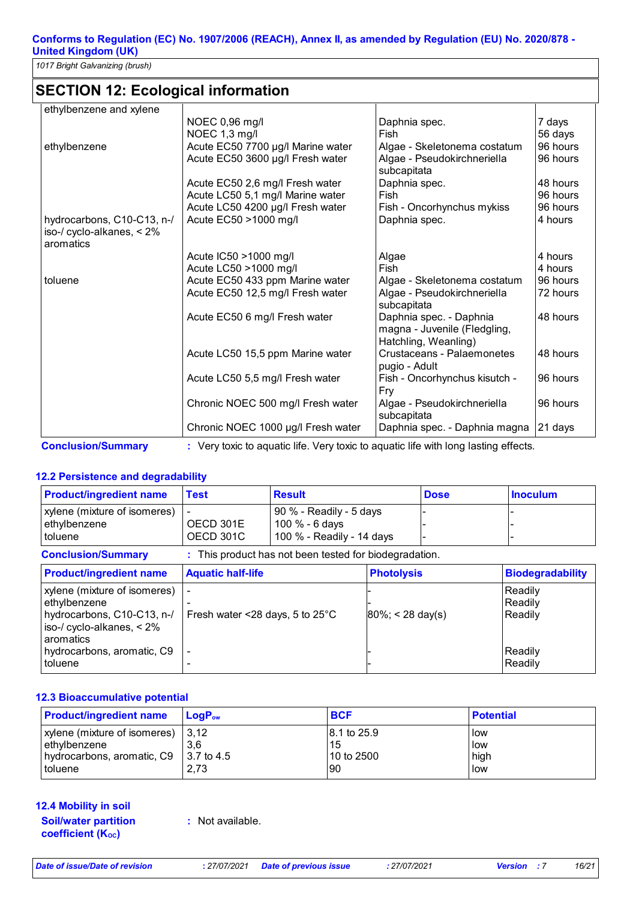## SECTION 12: Ecological information

| | | | |
|---|---|---|---|
| ethylbenzene and xylene | | | |
| | NOEC 0,96 mg/l | Daphnia spec. | 7 days |
| | NOEC 1,3 mg/l | Fish | 56 days |
| ethylbenzene | Acute EC50 7700 µg/l Marine water | Algae - Skeletonema costatum | 96 hours |
| | Acute EC50 3600 µg/l Fresh water | Algae - Pseudokirchneriella subcapitata | 96 hours |
| | Acute EC50 2,6 mg/l Fresh water | Daphnia spec. | 48 hours |
| | Acute LC50 5,1 mg/l Marine water | Fish | 96 hours |
| | Acute LC50 4200 µg/l Fresh water | Fish - Oncorhynchus mykiss | 96 hours |
| hydrocarbons, C10-C13, n-/ iso-/ cyclo-alkanes, < 2% aromatics | Acute EC50 >1000 mg/l | Daphnia spec. | 4 hours |
| | Acute IC50 >1000 mg/l | Algae | 4 hours |
| | Acute LC50 >1000 mg/l | Fish | 4 hours |
| toluene | Acute EC50 433 ppm Marine water | Algae - Skeletonema costatum | 96 hours |
| | Acute EC50 12,5 mg/l Fresh water | Algae - Pseudokirchneriella subcapitata | 72 hours |
| | Acute EC50 6 mg/l Fresh water | Daphnia spec. - Daphnia magna - Juvenile (Fledgling, Hatchling, Weanling) | 48 hours |
| | Acute LC50 15,5 ppm Marine water | Crustaceans - Palaemonetes pugio - Adult | 48 hours |
| | Acute LC50 5,5 mg/l Fresh water | Fish - Oncorhynchus kisutch - Fry | 96 hours |
| | Chronic NOEC 500 mg/l Fresh water | Algae - Pseudokirchneriella subcapitata | 96 hours |
| | Chronic NOEC 1000 µg/l Fresh water | Daphnia spec. - Daphnia magna | 21 days |

**Conclusion/Summary** : Very toxic to aquatic life. Very toxic to aquatic life with long lasting effects.

### 12.2 Persistence and degradability

| Product/ingredient name | Test | Result | Dose | Inoculum |
|---|---|---|---|---|
| xylene (mixture of isomers) | - | 90 % - Readily - 5 days | - | - |
| ethylbenzene | OECD 301E | 100 % - 6 days | - | - |
| toluene | OECD 301C | 100 % - Readily - 14 days | - | - |

**Conclusion/Summary** : This product has not been tested for biodegradation.

| Product/ingredient name | Aquatic half-life | Photolysis | Biodegradability |
|---|---|---|---|
| xylene (mixture of isomers) | - | - | Readily |
| ethylbenzene | - | - | Readily |
| hydrocarbons, C10-C13, n-/ iso-/ cyclo-alkanes, < 2% aromatics | Fresh water <28 days, 5 to 25°C | 80%; < 28 day(s) | Readily |
| hydrocarbons, aromatic, C9 | - | - | Readily |
| toluene | - | - | Readily |

### 12.3 Bioaccumulative potential

| Product/ingredient name | $LogP_{ow}$ | BCF | Potential |
|---|---|---|---|
| xylene (mixture of isomers) | 3,12 | 8.1 to 25.9 | low |
| ethylbenzene | 3,6 | 15 | low |
| hydrocarbons, aromatic, C9 | 3.7 to 4.5 | 10 to 2500 | high |
| toluene | 2,73 | 90 | low |

### 12.4 Mobility in soil

**Soil/water partition coefficient ($K_{OC}$)** : Not available.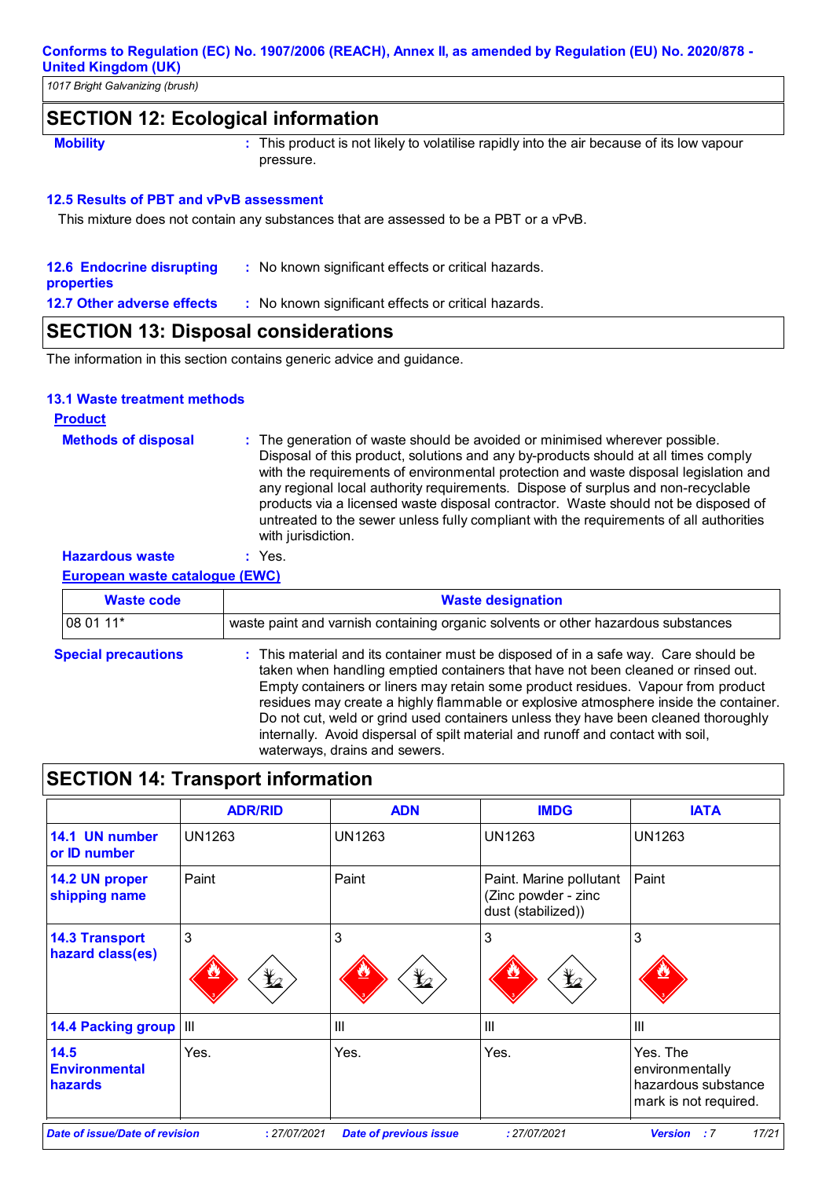## SECTION 12: Ecological information

**Mobility** : This product is not likely to volatilise rapidly into the air because of its low vapour pressure.

### 12.5 Results of PBT and vPvB assessment

This mixture does not contain any substances that are assessed to be a PBT or a vPvB.

**12.6 Endocrine disrupting properties** : No known significant effects or critical hazards.

**12.7 Other adverse effects** : No known significant effects or critical hazards.

## SECTION 13: Disposal considerations

The information in this section contains generic advice and guidance.

### 13.1 Waste treatment methods

**Product**

**Methods of disposal** : The generation of waste should be avoided or minimised wherever possible. Disposal of this product, solutions and any by-products should at all times comply with the requirements of environmental protection and waste disposal legislation and any regional local authority requirements. Dispose of surplus and non-recyclable products via a licensed waste disposal contractor. Waste should not be disposed of untreated to the sewer unless fully compliant with the requirements of all authorities with jurisdiction.

**Hazardous waste** : Yes.

**European waste catalogue (EWC)**

| Waste code | Waste designation |
|---|---|
| 08 01 11* | waste paint and varnish containing organic solvents or other hazardous substances |

**Special precautions** : This material and its container must be disposed of in a safe way. Care should be taken when handling emptied containers that have not been cleaned or rinsed out. Empty containers or liners may retain some product residues. Vapour from product residues may create a highly flammable or explosive atmosphere inside the container. Do not cut, weld or grind used containers unless they have been cleaned thoroughly internally. Avoid dispersal of spilt material and runoff and contact with soil, waterways, drains and sewers.

## SECTION 14: Transport information

| | ADR/RID | ADN | IMDG | IATA |
|---|---|---|---|---|
| **14.1 UN number or ID number** | UN1263 | UN1263 | UN1263 | UN1263 |
| **14.2 UN proper shipping name** | Paint | Paint | Paint. Marine pollutant (Zinc powder - zinc dust (stabilized)) | Paint |
| **14.3 Transport hazard class(es)** | 3 | 3 | 3 | 3 |
| **14.4 Packing group** | III | III | III | III |
| **14.5 Environmental hazards** | Yes. | Yes. | Yes. | Yes. The environmentally hazardous substance mark is not required. |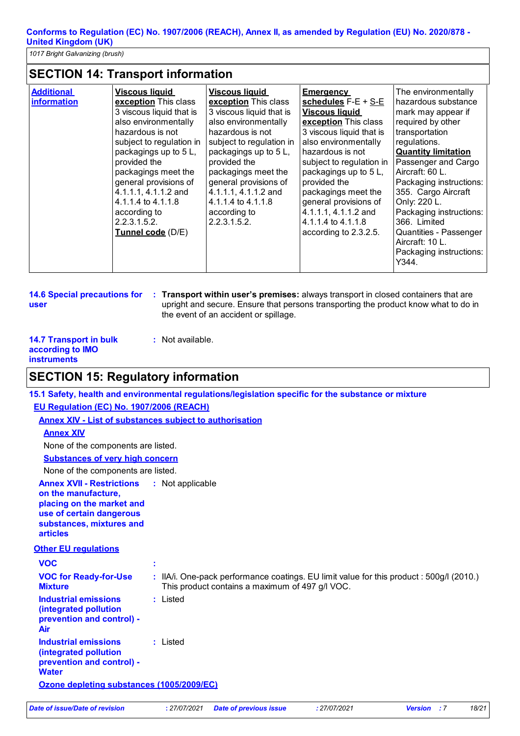## SECTION 14: Transport information

| Additional information | Viscous liquid exception This class 3 viscous liquid that is also environmentally hazardous is not subject to regulation in packagings up to 5 L, provided the packagings meet the general provisions of 4.1.1.1, 4.1.1.2 and 4.1.1.4 to 4.1.1.8 according to 2.2.3.1.5.2. Tunnel code (D/E) | Viscous liquid exception This class 3 viscous liquid that is also environmentally hazardous is not subject to regulation in packagings up to 5 L, provided the packagings meet the general provisions of 4.1.1.1, 4.1.1.2 and 4.1.1.4 to 4.1.1.8 according to 2.2.3.1.5.2. | Emergency schedules F-E + S-E Viscous liquid exception This class 3 viscous liquid that is also environmentally hazardous is not subject to regulation in packagings up to 5 L, provided the packagings meet the general provisions of 4.1.1.1, 4.1.1.2 and 4.1.1.4 to 4.1.1.8 according to 2.3.2.5. | The environmentally hazardous substance mark may appear if required by other transportation regulations. Quantity limitation Passenger and Cargo Aircraft: 60 L. Packaging instructions: 355. Cargo Aircraft Only: 220 L. Packaging instructions: 366. Limited Quantities - Passenger Aircraft: 10 L. Packaging instructions: Y344. |
|---|---|---|---|---|

**14.6 Special precautions for user** : **Transport within user's premises:** always transport in closed containers that are upright and secure. Ensure that persons transporting the product know what to do in the event of an accident or spillage.

**14.7 Transport in bulk according to IMO instruments** : Not available.

## SECTION 15: Regulatory information

### 15.1 Safety, health and environmental regulations/legislation specific for the substance or mixture

**EU Regulation (EC) No. 1907/2006 (REACH)**

**Annex XIV - List of substances subject to authorisation**

**Annex XIV**

None of the components are listed.

**Substances of very high concern**

None of the components are listed.

**Annex XVII - Restrictions on the manufacture, placing on the market and use of certain dangerous substances, mixtures and articles** : Not applicable

**Other EU regulations**

**VOC** :

**VOC for Ready-for-Use Mixture** : IIA/i. One-pack performance coatings. EU limit value for this product : 500g/l (2010.) This product contains a maximum of 497 g/l VOC.

**Industrial emissions (integrated pollution prevention and control) - Air** : Listed

**Industrial emissions (integrated pollution prevention and control) - Water** : Listed

**Ozone depleting substances (1005/2009/EC)**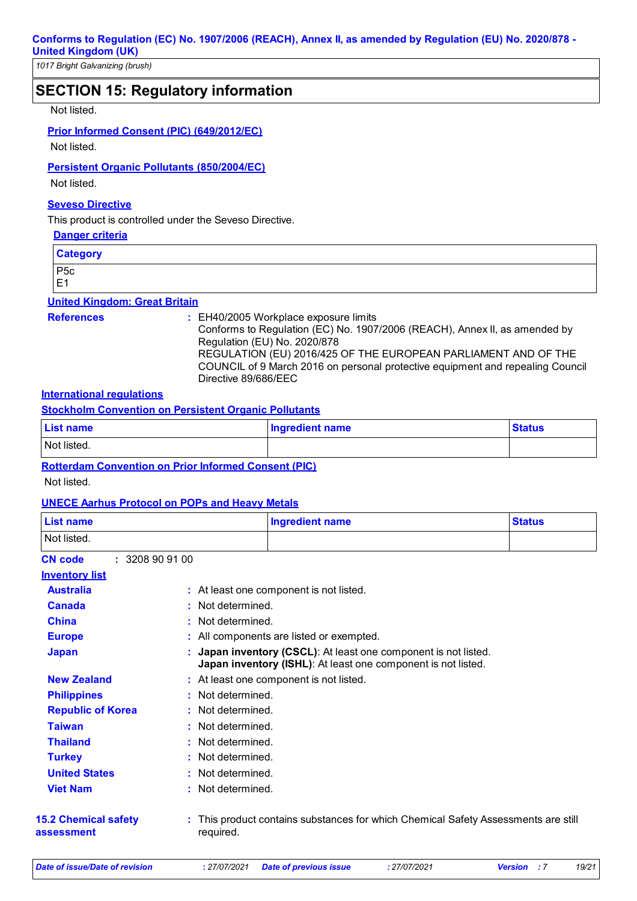## SECTION 15: Regulatory information

Not listed.

**Prior Informed Consent (PIC) (649/2012/EC)**

Not listed.

**Persistent Organic Pollutants (850/2004/EC)**

Not listed.

**Seveso Directive**

This product is controlled under the Seveso Directive.

**Danger criteria**

| Category |
|---|
| P5c<br>E1 |

**United Kingdom: Great Britain**

**References** : EH40/2005 Workplace exposure limits
Conforms to Regulation (EC) No. 1907/2006 (REACH), Annex II, as amended by Regulation (EU) No. 2020/878
REGULATION (EU) 2016/425 OF THE EUROPEAN PARLIAMENT AND OF THE COUNCIL of 9 March 2016 on personal protective equipment and repealing Council Directive 89/686/EEC

**International regulations**

**Stockholm Convention on Persistent Organic Pollutants**

| List name | Ingredient name | Status |
|---|---|---|
| Not listed. | | |

**Rotterdam Convention on Prior Informed Consent (PIC)**

Not listed.

**UNECE Aarhus Protocol on POPs and Heavy Metals**

| List name | Ingredient name | Status |
|---|---|---|
| Not listed. | | |

**CN code** : 3208 90 91 00

**Inventory list**

- **Australia** : At least one component is not listed.
- **Canada** : Not determined.
- **China** : Not determined.
- **Europe** : All components are listed or exempted.
- **Japan** : **Japan inventory (CSCL)**: At least one component is not listed. **Japan inventory (ISHL)**: At least one component is not listed.
- **New Zealand** : At least one component is not listed.
- **Philippines** : Not determined.
- **Republic of Korea** : Not determined.
- **Taiwan** : Not determined.
- **Thailand** : Not determined.
- **Turkey** : Not determined.
- **United States** : Not determined.
- **Viet Nam** : Not determined.

**15.2 Chemical safety assessment** : This product contains substances for which Chemical Safety Assessments are still required.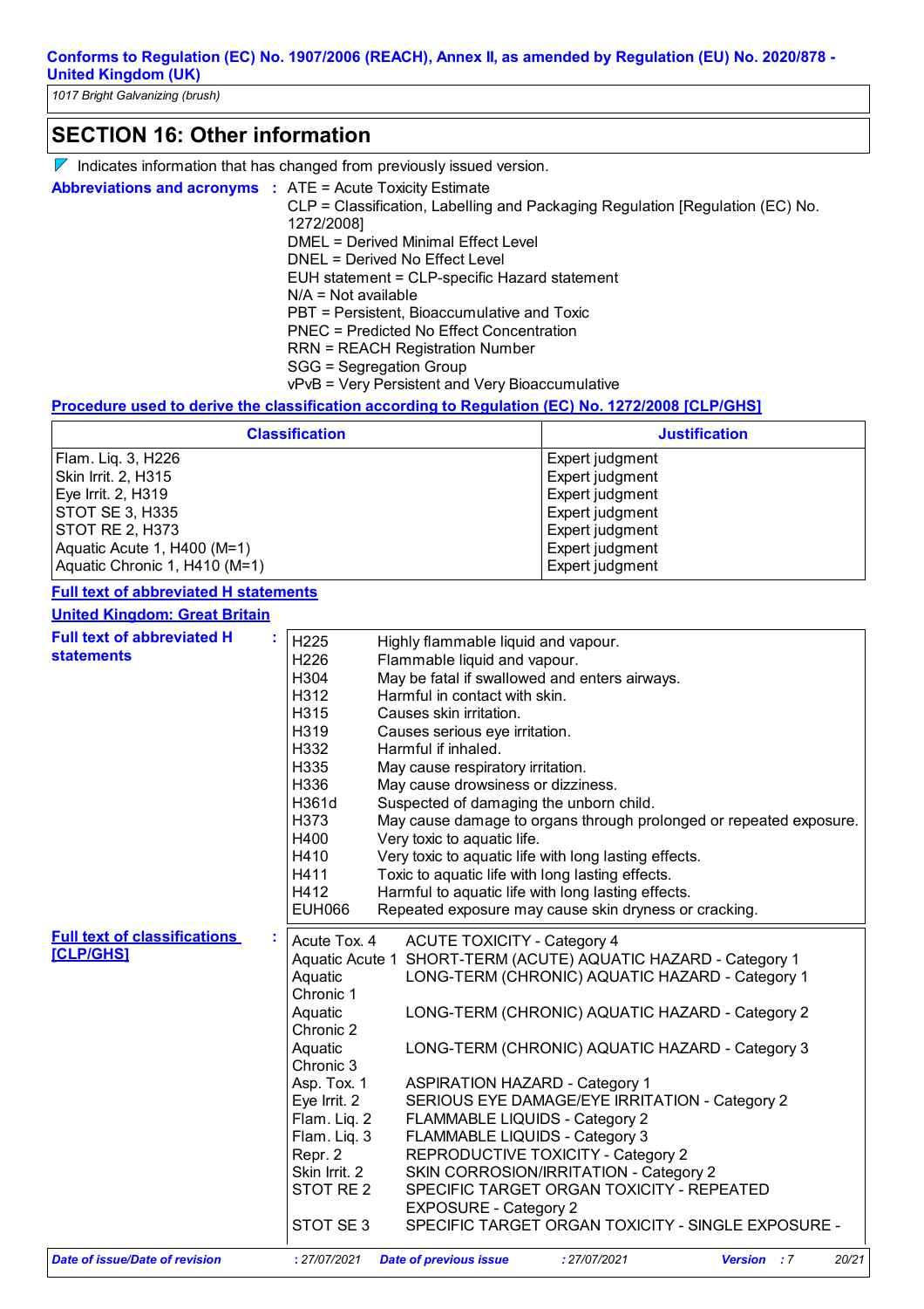## SECTION 16: Other information

Indicates information that has changed from previously issued version.

**Abbreviations and acronyms** :
ATE = Acute Toxicity Estimate
CLP = Classification, Labelling and Packaging Regulation [Regulation (EC) No. 1272/2008]
DMEL = Derived Minimal Effect Level
DNEL = Derived No Effect Level
EUH statement = CLP-specific Hazard statement
N/A = Not available
PBT = Persistent, Bioaccumulative and Toxic
PNEC = Predicted No Effect Concentration
RRN = REACH Registration Number
SGG = Segregation Group
vPvB = Very Persistent and Very Bioaccumulative

**Procedure used to derive the classification according to Regulation (EC) No. 1272/2008 [CLP/GHS]**

| Classification | Justification |
|---|---|
| Flam. Liq. 3, H226 | Expert judgment |
| Skin Irrit. 2, H315 | Expert judgment |
| Eye Irrit. 2, H319 | Expert judgment |
| STOT SE 3, H335 | Expert judgment |
| STOT RE 2, H373 | Expert judgment |
| Aquatic Acute 1, H400 (M=1) | Expert judgment |
| Aquatic Chronic 1, H410 (M=1) | Expert judgment |

**Full text of abbreviated H statements**

**United Kingdom: Great Britain**

**Full text of abbreviated H statements** :

| | |
|---|---|
| H225 | Highly flammable liquid and vapour. |
| H226 | Flammable liquid and vapour. |
| H304 | May be fatal if swallowed and enters airways. |
| H312 | Harmful in contact with skin. |
| H315 | Causes skin irritation. |
| H319 | Causes serious eye irritation. |
| H332 | Harmful if inhaled. |
| H335 | May cause respiratory irritation. |
| H336 | May cause drowsiness or dizziness. |
| H361d | Suspected of damaging the unborn child. |
| H373 | May cause damage to organs through prolonged or repeated exposure. |
| H400 | Very toxic to aquatic life. |
| H410 | Very toxic to aquatic life with long lasting effects. |
| H411 | Toxic to aquatic life with long lasting effects. |
| H412 | Harmful to aquatic life with long lasting effects. |
| EUH066 | Repeated exposure may cause skin dryness or cracking. |

**Full text of classifications [CLP/GHS]** :

| | |
|---|---|
| Acute Tox. 4 | ACUTE TOXICITY - Category 4 |
| Aquatic Acute 1 | SHORT-TERM (ACUTE) AQUATIC HAZARD - Category 1 |
| Aquatic Chronic 1 | LONG-TERM (CHRONIC) AQUATIC HAZARD - Category 1 |
| Aquatic Chronic 2 | LONG-TERM (CHRONIC) AQUATIC HAZARD - Category 2 |
| Aquatic Chronic 3 | LONG-TERM (CHRONIC) AQUATIC HAZARD - Category 3 |
| Asp. Tox. 1 | ASPIRATION HAZARD - Category 1 |
| Eye Irrit. 2 | SERIOUS EYE DAMAGE/EYE IRRITATION - Category 2 |
| Flam. Liq. 2 | FLAMMABLE LIQUIDS - Category 2 |
| Flam. Liq. 3 | FLAMMABLE LIQUIDS - Category 3 |
| Repr. 2 | REPRODUCTIVE TOXICITY - Category 2 |
| Skin Irrit. 2 | SKIN CORROSION/IRRITATION - Category 2 |
| STOT RE 2 | SPECIFIC TARGET ORGAN TOXICITY - REPEATED EXPOSURE - Category 2 |
| STOT SE 3 | SPECIFIC TARGET ORGAN TOXICITY - SINGLE EXPOSURE - |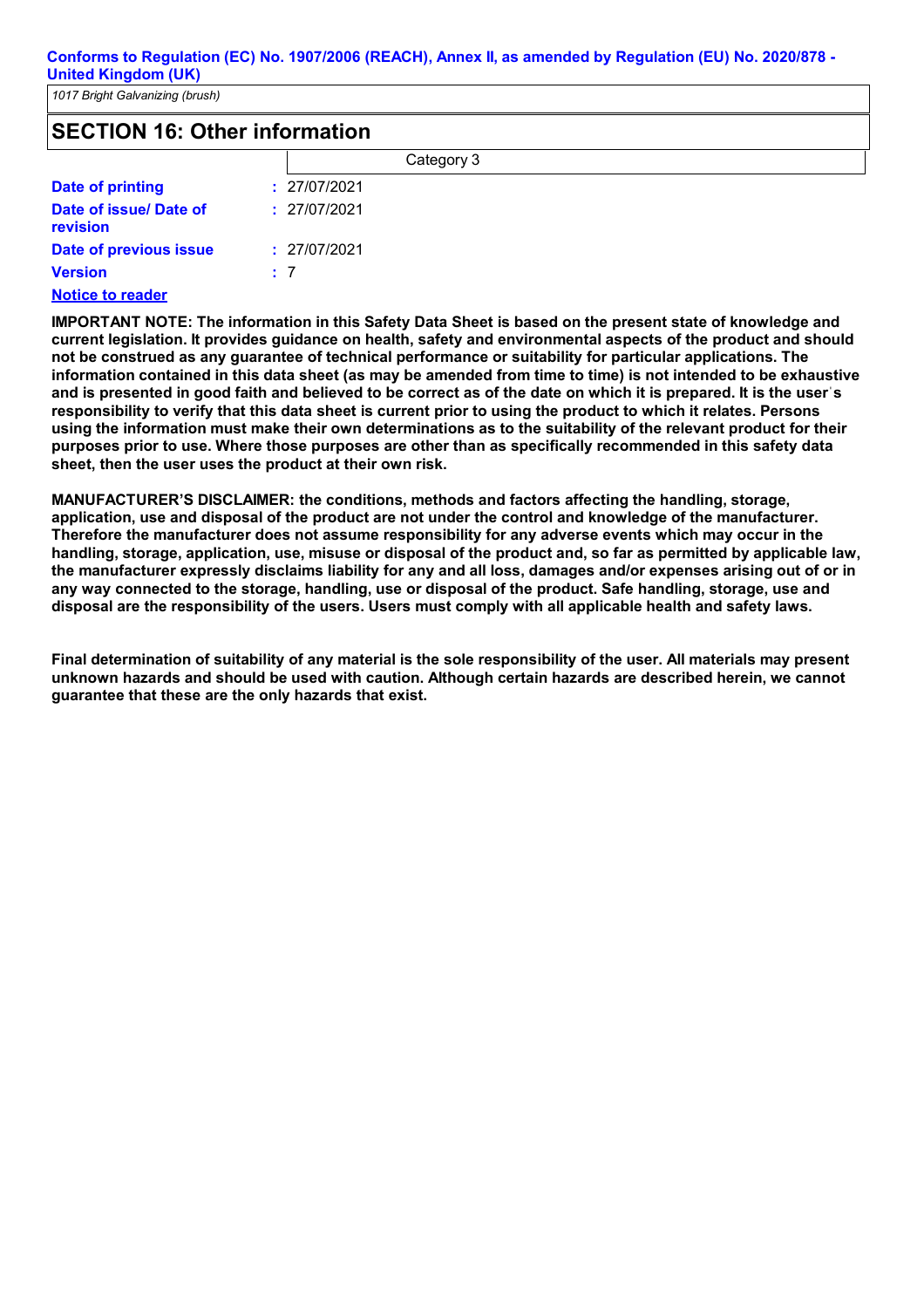## SECTION 16: Other information

| | |
|---|---|
| | Category 3 |

**Date of printing** : 27/07/2021

**Date of issue/ Date of revision** : 27/07/2021

**Date of previous issue** : 27/07/2021

**Version** : 7

**Notice to reader**

**IMPORTANT NOTE: The information in this Safety Data Sheet is based on the present state of knowledge and current legislation. It provides guidance on health, safety and environmental aspects of the product and should not be construed as any guarantee of technical performance or suitability for particular applications. The information contained in this data sheet (as may be amended from time to time) is not intended to be exhaustive and is presented in good faith and believed to be correct as of the date on which it is prepared. It is the user's responsibility to verify that this data sheet is current prior to using the product to which it relates. Persons using the information must make their own determinations as to the suitability of the relevant product for their purposes prior to use. Where those purposes are other than as specifically recommended in this safety data sheet, then the user uses the product at their own risk.**

**MANUFACTURER'S DISCLAIMER: the conditions, methods and factors affecting the handling, storage, application, use and disposal of the product are not under the control and knowledge of the manufacturer. Therefore the manufacturer does not assume responsibility for any adverse events which may occur in the handling, storage, application, use, misuse or disposal of the product and, so far as permitted by applicable law, the manufacturer expressly disclaims liability for any and all loss, damages and/or expenses arising out of or in any way connected to the storage, handling, use or disposal of the product. Safe handling, storage, use and disposal are the responsibility of the users. Users must comply with all applicable health and safety laws.**

**Final determination of suitability of any material is the sole responsibility of the user. All materials may present unknown hazards and should be used with caution. Although certain hazards are described herein, we cannot guarantee that these are the only hazards that exist.**